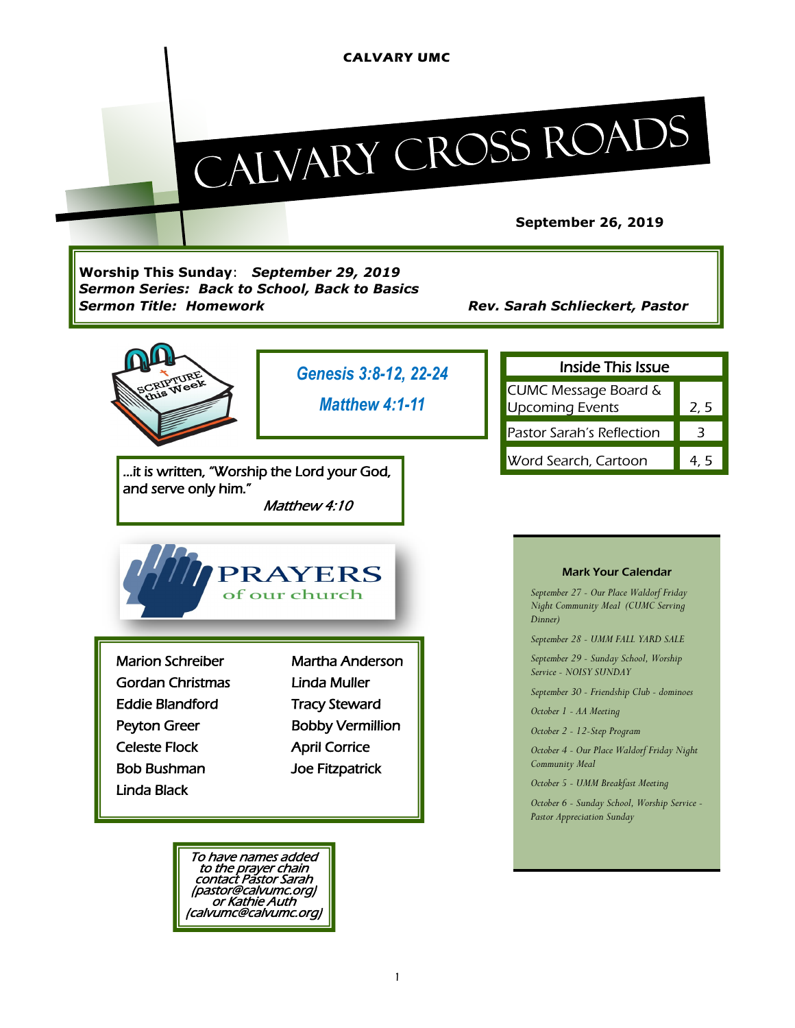CALVARY UMC

# CALVARY CROSS ROADS

**September 26, 2019**

**Worship This Sunday**: ***September 29, 2019***
***Sermon Series: Back to School, Back to Basics***
***Sermon Title: Homework*** ***Rev. Sarah Schlieckert, Pastor***

SCRIPTURE this Week

***Genesis 3:8-12, 22-24***

***Matthew 4:1-11***

...it is written, "Worship the Lord your God, and serve only him."
*Matthew 4:10*

| Inside This Issue | |
|---|---|
| CUMC Message Board & Upcoming Events | 2, 5 |
| Pastor Sarah's Reflection | 3 |
| Word Search, Cartoon | 4, 5 |

## PRAYERS of our church

| | |
|---|---|
| Marion Schreiber | Martha Anderson |
| Gordan Christmas | Linda Muller |
| Eddie Blandford | Tracy Steward |
| Peyton Greer | Bobby Vermillion |
| Celeste Flock | April Corrice |
| Bob Bushman | Joe Fitzpatrick |
| Linda Black | |

*To have names added to the prayer chain contact Pastor Sarah (pastor@calvumc.org) or Kathie Auth (calvumc@calvumc.org)*

### Mark Your Calendar

*September 27 - Our Place Waldorf Friday Night Community Meal (CUMC Serving Dinner)*

*September 28 - UMM FALL YARD SALE*

*September 29 - Sunday School, Worship Service - NOISY SUNDAY*

*September 30 - Friendship Club - dominoes*

*October 1 - AA Meeting*

*October 2 - 12-Step Program*

*October 4 - Our Place Waldorf Friday Night Community Meal*

*October 5 - UMM Breakfast Meeting*

*October 6 - Sunday School, Worship Service - Pastor Appreciation Sunday*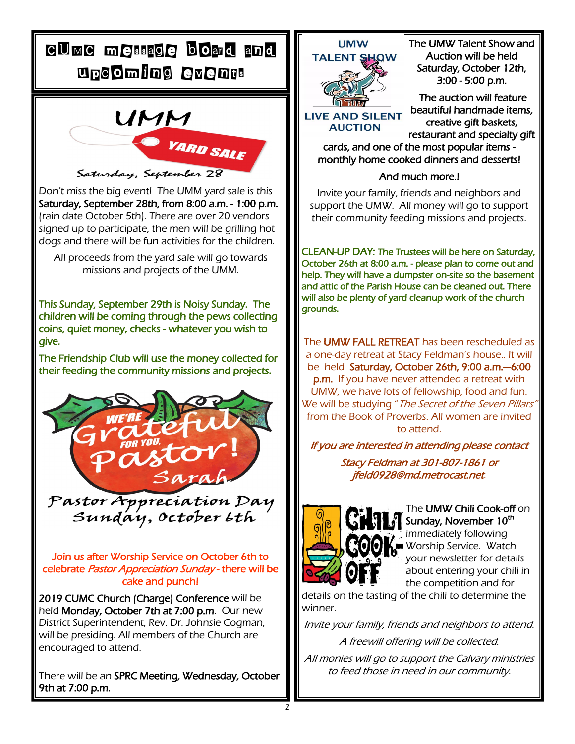# CUMC message board and upcoming events

## UMM YARD SALE

*Saturday, September 28*

Don't miss the big event! The UMM yard sale is this **Saturday, September 28th, from 8:00 a.m. - 1:00 p.m.** (rain date October 5th). There are over 20 vendors signed up to participate, the men will be grilling hot dogs and there will be fun activities for the children.

All proceeds from the yard sale will go towards missions and projects of the UMM.

This Sunday, September 29th is Noisy Sunday. The children will be coming through the pews collecting coins, quiet money, checks - whatever you wish to give.

The Friendship Club will use the money collected for their feeding the community missions and projects.

WE'RE Grateful FOR YOU, Pastor! Sarah

## Pastor Appreciation Day Sunday, October 6th

Join us after Worship Service on October 6th to celebrate *Pastor Appreciation Sunday* - there will be cake and punch!

**2019 CUMC Church (Charge) Conference** will be held **Monday, October 7th at 7:00 p.m.** Our new District Superintendent, Rev. Dr. Johnsie Cogman, will be presiding. All members of the Church are encouraged to attend.

There will be an **SPRC Meeting, Wednesday, October 9th at 7:00 p.m.**

## UMW TALENT SHOW — LIVE AND SILENT AUCTION

The UMW Talent Show and Auction will be held Saturday, October 12th, 3:00 - 5:00 p.m.

The auction will feature beautiful handmade items, creative gift baskets, restaurant and specialty gift cards, and one of the most popular items - monthly home cooked dinners and desserts!

And much more.!

Invite your family, friends and neighbors and support the UMW. All money will go to support their community feeding missions and projects.

CLEAN-UP DAY: The Trustees will be here on Saturday, October 26th at 8:00 a.m. - please plan to come out and help. They will have a dumpster on-site so the basement and attic of the Parish House can be cleaned out. There will also be plenty of yard cleanup work of the church grounds.

The **UMW FALL RETREAT** has been rescheduled as a one-day retreat at Stacy Feldman's house.. It will be held **Saturday, October 26th, 9:00 a.m.—6:00 p.m.** If you have never attended a retreat with UMW, we have lots of fellowship, food and fun. We will be studying "*The Secret of the Seven Pillars*" from the Book of Proverbs. All women are invited to attend.

*If you are interested in attending please contact Stacy Feldman at 301-807-1861 or jfeld0928@md.metrocast.net.*

## CHILI COOK-OFF

The **UMW Chili Cook-off** on **Sunday, November 10th** immediately following Worship Service. Watch your newsletter for details about entering your chili in the competition and for details on the tasting of the chili to determine the winner.

*Invite your family, friends and neighbors to attend.*

*A freewill offering will be collected.*

*All monies will go to support the Calvary ministries to feed those in need in our community.*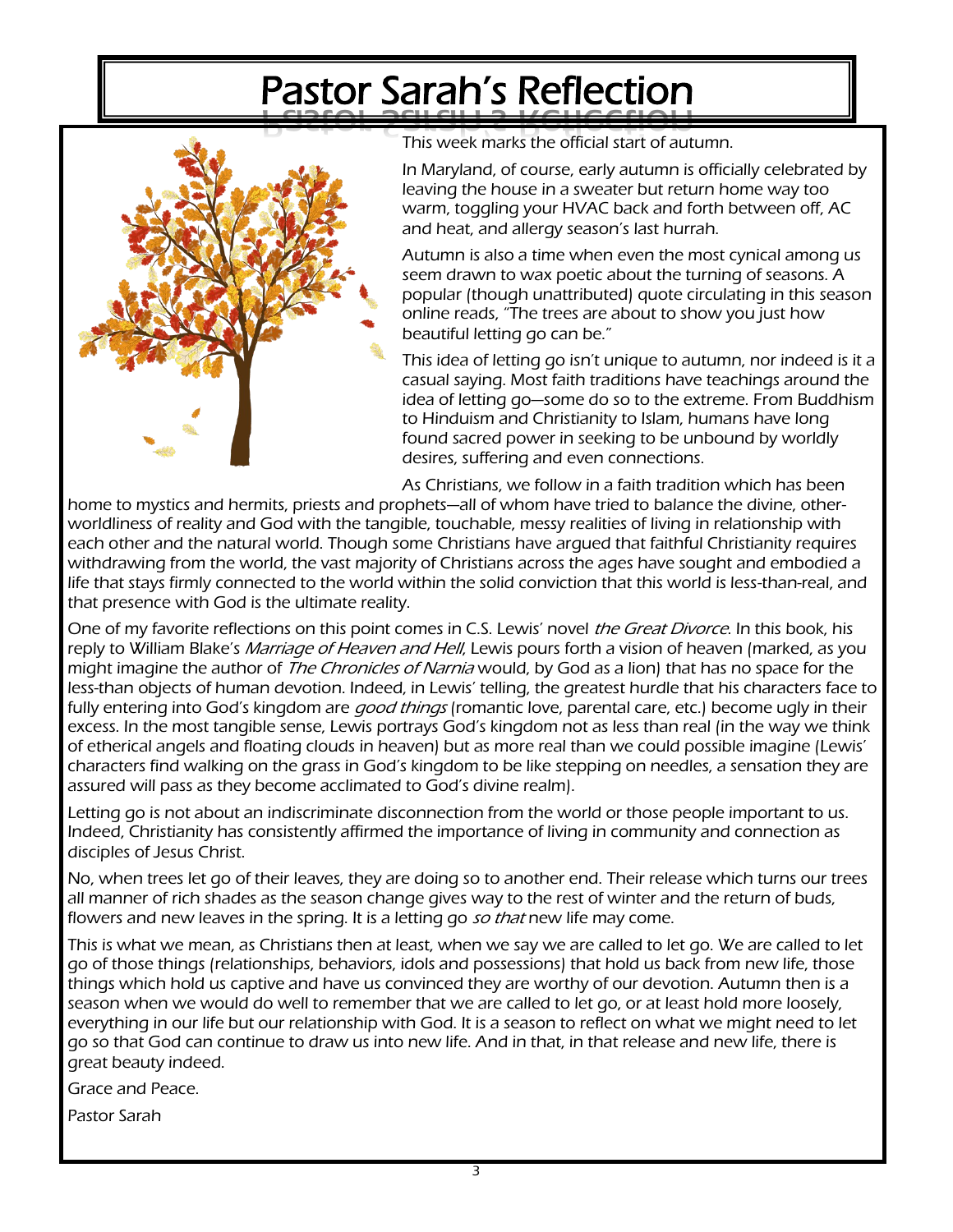# Pastor Sarah's Reflection

This week marks the official start of autumn.

In Maryland, of course, early autumn is officially celebrated by leaving the house in a sweater but return home way too warm, toggling your HVAC back and forth between off, AC and heat, and allergy season's last hurrah.

Autumn is also a time when even the most cynical among us seem drawn to wax poetic about the turning of seasons. A popular (though unattributed) quote circulating in this season online reads, "The trees are about to show you just how beautiful letting go can be."

This idea of letting go isn't unique to autumn, nor indeed is it a casual saying. Most faith traditions have teachings around the idea of letting go—some do so to the extreme. From Buddhism to Hinduism and Christianity to Islam, humans have long found sacred power in seeking to be unbound by worldly desires, suffering and even connections.

As Christians, we follow in a faith tradition which has been home to mystics and hermits, priests and prophets—all of whom have tried to balance the divine, other-worldliness of reality and God with the tangible, touchable, messy realities of living in relationship with each other and the natural world. Though some Christians have argued that faithful Christianity requires withdrawing from the world, the vast majority of Christians across the ages have sought and embodied a life that stays firmly connected to the world within the solid conviction that this world is less-than-real, and that presence with God is the ultimate reality.

One of my favorite reflections on this point comes in C.S. Lewis' novel *the Great Divorce*. In this book, his reply to William Blake's *Marriage of Heaven and Hell*, Lewis pours forth a vision of heaven (marked, as you might imagine the author of *The Chronicles of Narnia* would, by God as a lion) that has no space for the less-than objects of human devotion. Indeed, in Lewis' telling, the greatest hurdle that his characters face to fully entering into God's kingdom are *good things* (romantic love, parental care, etc.) become ugly in their excess. In the most tangible sense, Lewis portrays God's kingdom not as less than real (in the way we think of etherical angels and floating clouds in heaven) but as more real than we could possible imagine (Lewis' characters find walking on the grass in God's kingdom to be like stepping on needles, a sensation they are assured will pass as they become acclimated to God's divine realm).

Letting go is not about an indiscriminate disconnection from the world or those people important to us. Indeed, Christianity has consistently affirmed the importance of living in community and connection as disciples of Jesus Christ.

No, when trees let go of their leaves, they are doing so to another end. Their release which turns our trees all manner of rich shades as the season change gives way to the rest of winter and the return of buds, flowers and new leaves in the spring. It is a letting go *so that* new life may come.

This is what we mean, as Christians then at least, when we say we are called to let go. We are called to let go of those things (relationships, behaviors, idols and possessions) that hold us back from new life, those things which hold us captive and have us convinced they are worthy of our devotion. Autumn then is a season when we would do well to remember that we are called to let go, or at least hold more loosely, everything in our life but our relationship with God. It is a season to reflect on what we might need to let go so that God can continue to draw us into new life. And in that, in that release and new life, there is great beauty indeed.

Grace and Peace.

Pastor Sarah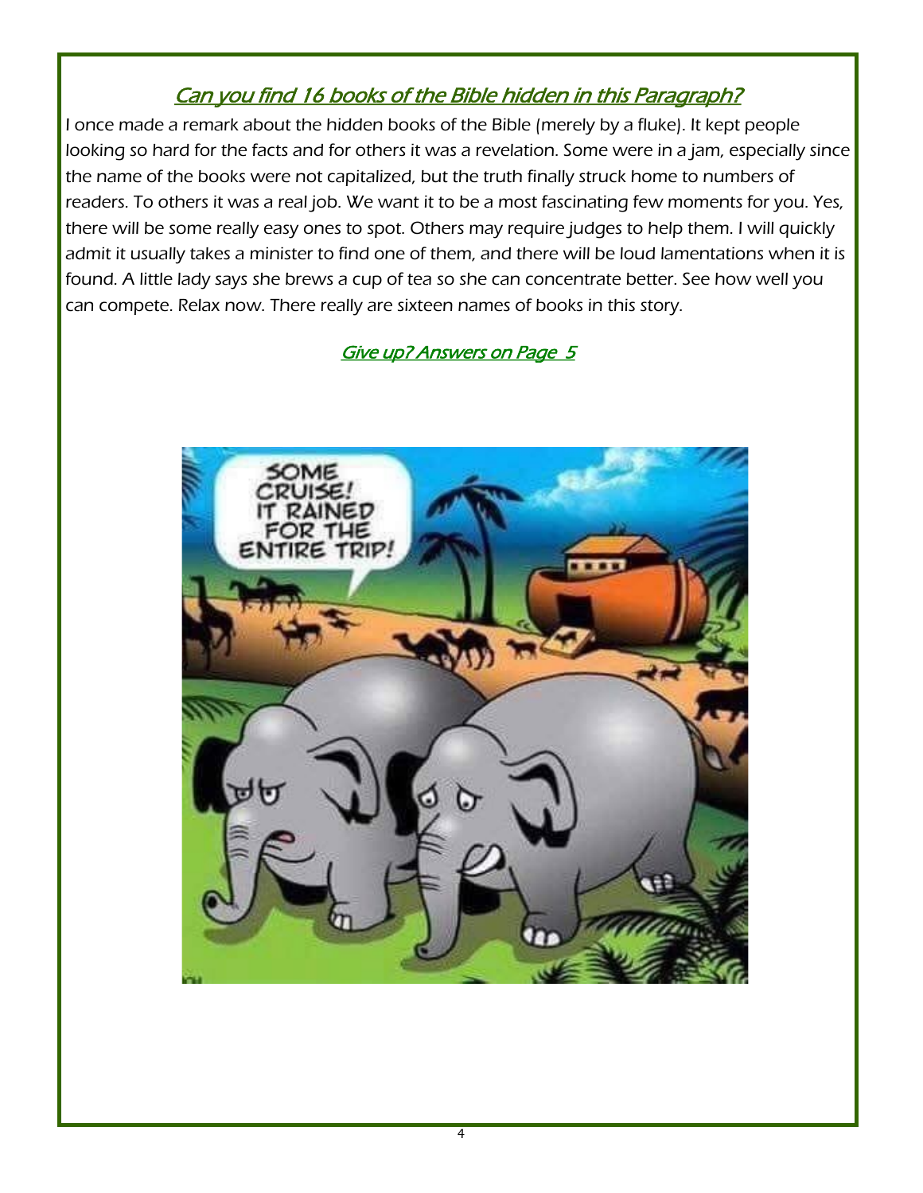## Can you find 16 books of the Bible hidden in this Paragraph?

I once made a remark about the hidden books of the Bible (merely by a fluke). It kept people looking so hard for the facts and for others it was a revelation. Some were in a jam, especially since the name of the books were not capitalized, but the truth finally struck home to numbers of readers. To others it was a real job. We want it to be a most fascinating few moments for you. Yes, there will be some really easy ones to spot. Others may require judges to help them. I will quickly admit it usually takes a minister to find one of them, and there will be loud lamentations when it is found. A little lady says she brews a cup of tea so she can concentrate better. See how well you can compete. Relax now. There really are sixteen names of books in this story.

Give up? Answers on Page 5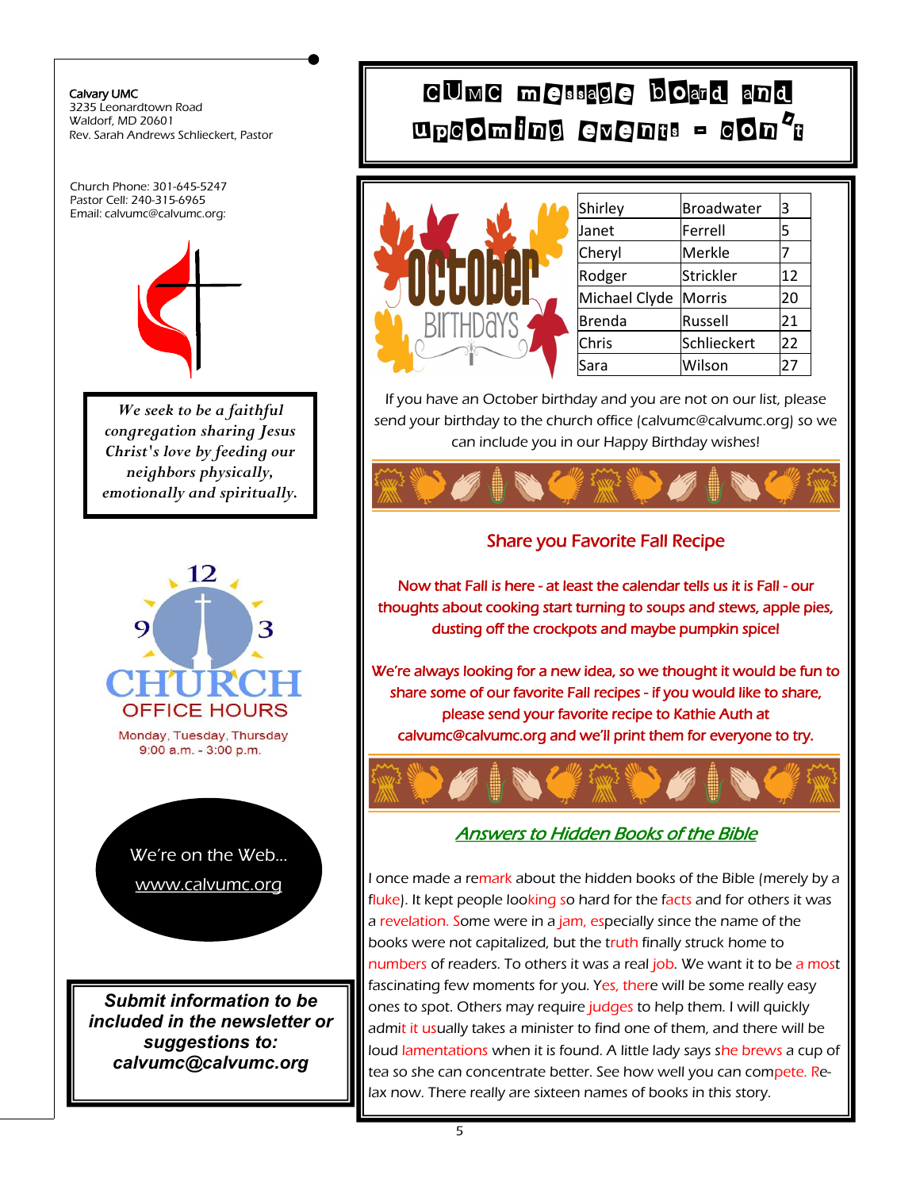Calvary UMC
3235 Leonardtown Road
Waldorf, MD 20601
Rev. Sarah Andrews Schlieckert, Pastor

Church Phone: 301-645-5247
Pastor Cell: 240-315-6965
Email: calvumc@calvumc.org:

*We seek to be a faithful congregation sharing Jesus Christ's love by feeding our neighbors physically, emotionally and spiritually.*

CHURCH OFFICE HOURS
Monday, Tuesday, Thursday
9:00 a.m. - 3:00 p.m.

We're on the Web...
www.calvumc.org

***Submit information to be included in the newsletter or suggestions to: calvumc@calvumc.org***

# CUMC message board and upcoming events - con't

October BirThDays

| | | |
|---|---|---|
| Shirley | Broadwater | 3 |
| Janet | Ferrell | 5 |
| Cheryl | Merkle | 7 |
| Rodger | Strickler | 12 |
| Michael Clyde | Morris | 20 |
| Brenda | Russell | 21 |
| Chris | Schlieckert | 22 |
| Sara | Wilson | 27 |

If you have an October birthday and you are not on our list, please send your birthday to the church office (calvumc@calvumc.org) so we can include you in our Happy Birthday wishes!

## Share you Favorite Fall Recipe

Now that Fall is here - at least the calendar tells us it is Fall - our thoughts about cooking start turning to soups and stews, apple pies, dusting off the crockpots and maybe pumpkin spice!

We're always looking for a new idea, so we thought it would be fun to share some of our favorite Fall recipes - if you would like to share, please send your favorite recipe to Kathie Auth at calvumc@calvumc.org and we'll print them for everyone to try.

## *Answers to Hidden Books of the Bible*

I once made a remark about the hidden books of the Bible (merely by a fluke). It kept people looking so hard for the facts and for others it was a revelation. Some were in a jam, especially since the name of the books were not capitalized, but the truth finally struck home to numbers of readers. To others it was a real job. We want it to be a most fascinating few moments for you. Yes, there will be some really easy ones to spot. Others may require judges to help them. I will quickly admit it usually takes a minister to find one of them, and there will be loud lamentations when it is found. A little lady says she brews a cup of tea so she can concentrate better. See how well you can compete. Relax now. There really are sixteen names of books in this story.